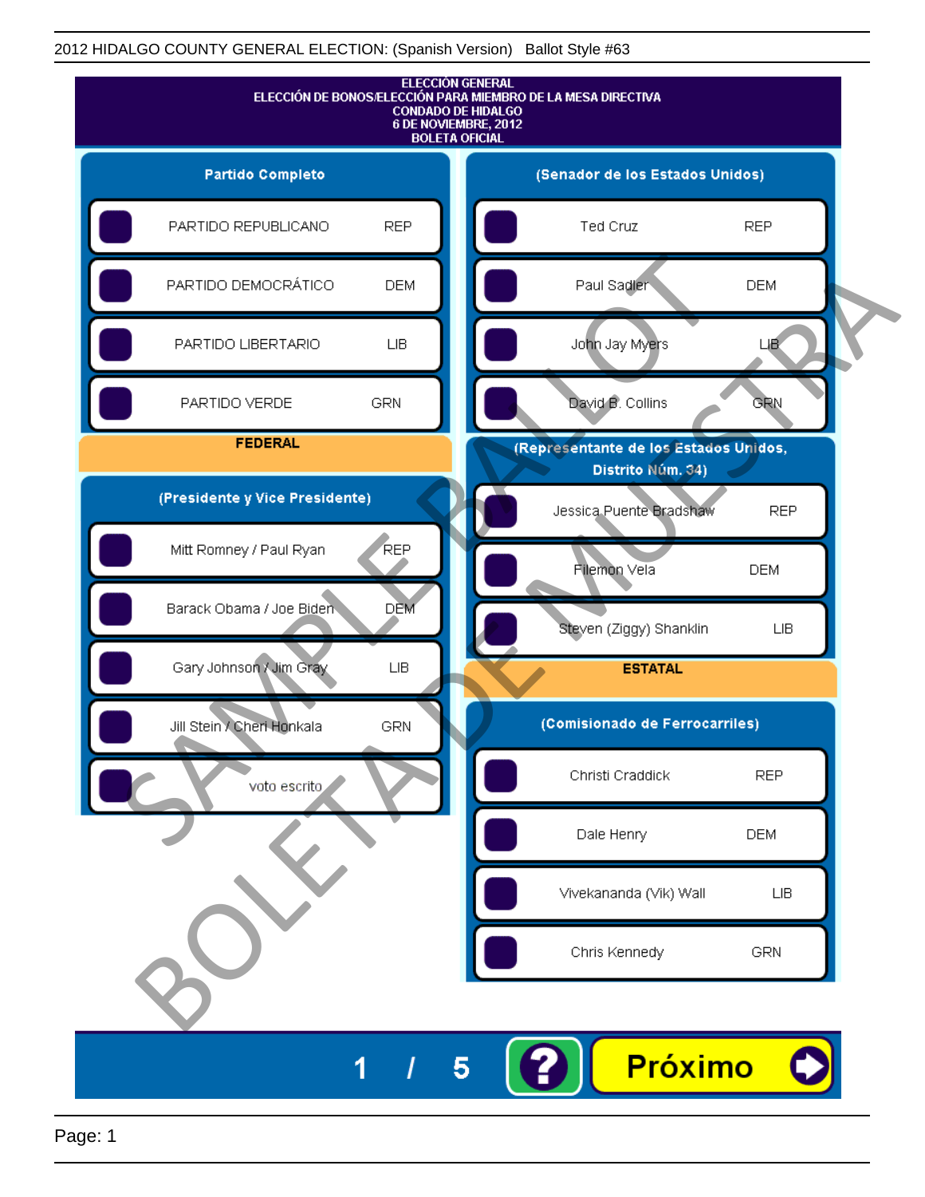2012 HIDALGO COUNTY GENERAL ELECTION: (Spanish Version)   Ballot Style #63

# ELECCIÓN GENERAL
## ELECCIÓN DE BONOS/ELECCIÓN PARA MIEMBRO DE LA MESA DIRECTIVA
## CONDADO DE HIDALGO
## 6 DE NOVIEMBRE, 2012
## BOLETA OFICIAL

### Partido Completo

| Candidato | Partido |
|---|---|
| PARTIDO REPUBLICANO | REP |
| PARTIDO DEMOCRÁTICO | DEM |
| PARTIDO LIBERTARIO | LIB |
| PARTIDO VERDE | GRN |

## FEDERAL

### (Presidente y Vice Presidente)

| Candidato | Partido |
|---|---|
| Mitt Romney / Paul Ryan | REP |
| Barack Obama / Joe Biden | DEM |
| Gary Johnson / Jim Gray | LIB |
| Jill Stein / Cheri Honkala | GRN |
| voto escrito | |

### (Senador de los Estados Unidos)

| Candidato | Partido |
|---|---|
| Ted Cruz | REP |
| Paul Sadler | DEM |
| John Jay Myers | LIB |
| David B. Collins | GRN |

### (Representante de los Estados Unidos, Distrito Núm. 34)

| Candidato | Partido |
|---|---|
| Jessica Puente Bradshaw | REP |
| Filemon Vela | DEM |
| Steven (Ziggy) Shanklin | LIB |

## ESTATAL

### (Comisionado de Ferrocarriles)

| Candidato | Partido |
|---|---|
| Christi Craddick | REP |
| Dale Henry | DEM |
| Vivekananda (Vik) Wall | LIB |
| Chris Kennedy | GRN |

SAMPLE BALLOT
BOLETA DE MUESTRA

1 / 5

Próximo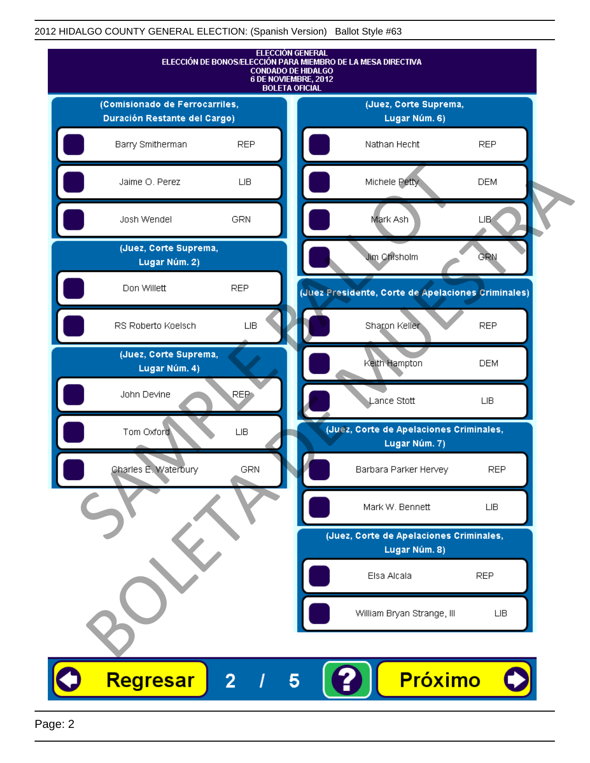# ELECCIÓN GENERAL

**ELECCIÓN DE BONOS/ELECCIÓN PARA MIEMBRO DE LA MESA DIRECTIVA**
**CONDADO DE HIDALGO**
**6 DE NOVIEMBRE, 2012**
**BOLETA OFICIAL**

## (Comisionado de Ferrocarriles, Duración Restante del Cargo)

| Candidato | Partido |
|---|---|
| Barry Smitherman | REP |
| Jaime O. Perez | LIB |
| Josh Wendel | GRN |

## (Juez, Corte Suprema, Lugar Núm. 2)

| Candidato | Partido |
|---|---|
| Don Willett | REP |
| RS Roberto Koelsch | LIB |

## (Juez, Corte Suprema, Lugar Núm. 4)

| Candidato | Partido |
|---|---|
| John Devine | REP |
| Tom Oxford | LIB |
| Charles E. Waterbury | GRN |

## (Juez, Corte Suprema, Lugar Núm. 6)

| Candidato | Partido |
|---|---|
| Nathan Hecht | REP |
| Michele Petty | DEM |
| Mark Ash | LIB |
| Jim Chisholm | GRN |

## (Juez Presidente, Corte de Apelaciones Criminales)

| Candidato | Partido |
|---|---|
| Sharon Keller | REP |
| Keith Hampton | DEM |
| Lance Stott | LIB |

## (Juez, Corte de Apelaciones Criminales, Lugar Núm. 7)

| Candidato | Partido |
|---|---|
| Barbara Parker Hervey | REP |
| Mark W. Bennett | LIB |

## (Juez, Corte de Apelaciones Criminales, Lugar Núm. 8)

| Candidato | Partido |
|---|---|
| Elsa Alcala | REP |
| William Bryan Strange, III | LIB |

SAMPLE BALLOT / BOLETA DE MUESTRA

Regresar | 2 / 5 | ? | Próximo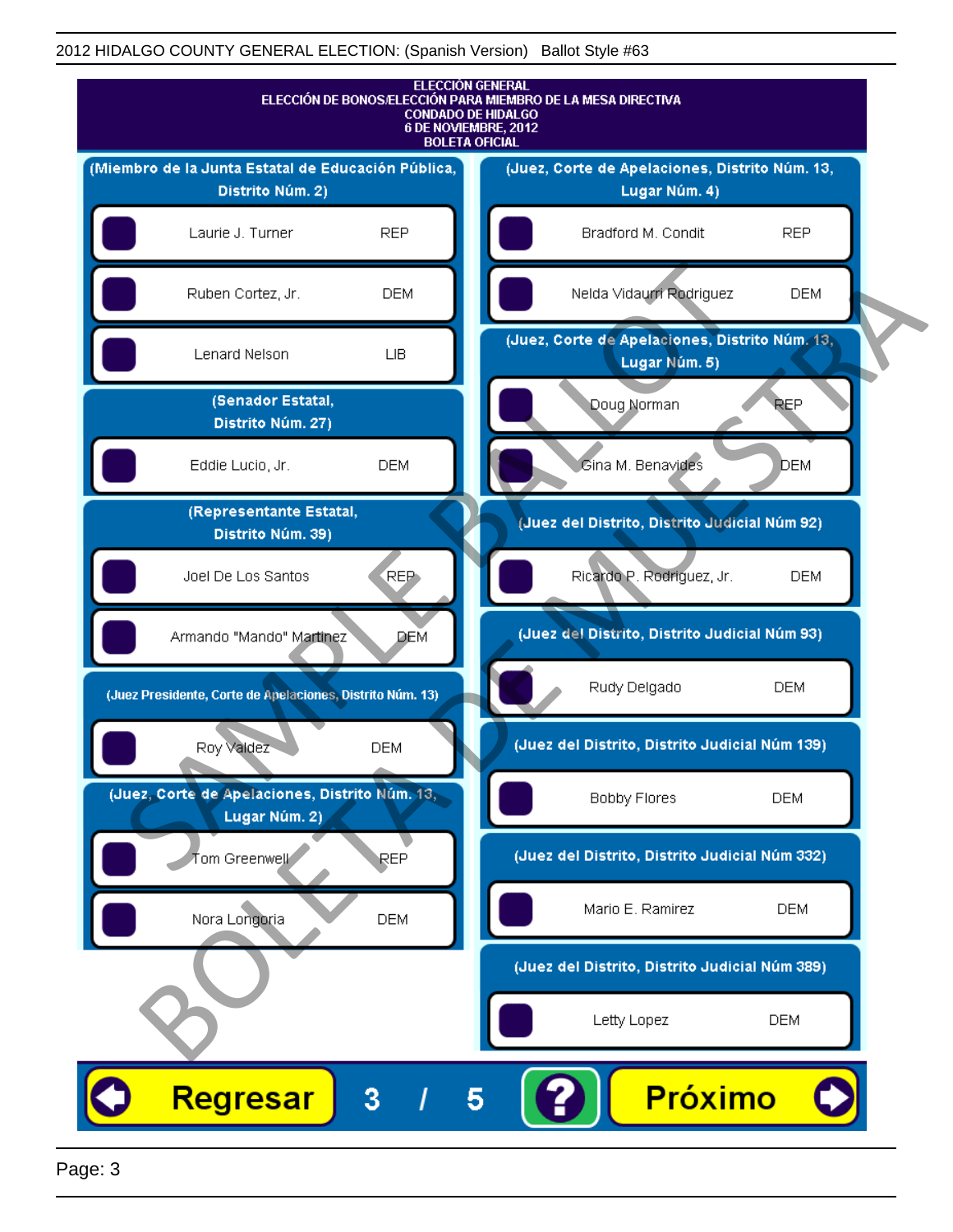2012 HIDALGO COUNTY GENERAL ELECTION: (Spanish Version) Ballot Style #63

# ELECCIÓN GENERAL
## ELECCIÓN DE BONOS/ELECCIÓN PARA MIEMBRO DE LA MESA DIRECTIVA
### CONDADO DE HIDALGO
### 6 DE NOVIEMBRE, 2012
### BOLETA OFICIAL

**(Miembro de la Junta Estatal de Educación Pública, Distrito Núm. 2)**

- Laurie J. Turner — REP
- Ruben Cortez, Jr. — DEM
- Lenard Nelson — LIB

**(Senador Estatal, Distrito Núm. 27)**

- Eddie Lucio, Jr. — DEM

**(Representante Estatal, Distrito Núm. 39)**

- Joel De Los Santos — REP
- Armando "Mando" Martinez — DEM

**(Juez Presidente, Corte de Apelaciones, Distrito Núm. 13)**

- Roy Valdez — DEM

**(Juez, Corte de Apelaciones, Distrito Núm. 13, Lugar Núm. 2)**

- Tom Greenwell — REP
- Nora Longoria — DEM

**(Juez, Corte de Apelaciones, Distrito Núm. 13, Lugar Núm. 4)**

- Bradford M. Condit — REP
- Nelda Vidaurri Rodriguez — DEM

**(Juez, Corte de Apelaciones, Distrito Núm. 13, Lugar Núm. 5)**

- Doug Norman — REP
- Gina M. Benavides — DEM

**(Juez del Distrito, Distrito Judicial Núm 92)**

- Ricardo P. Rodriguez, Jr. — DEM

**(Juez del Distrito, Distrito Judicial Núm 93)**

- Rudy Delgado — DEM

**(Juez del Distrito, Distrito Judicial Núm 139)**

- Bobby Flores — DEM

**(Juez del Distrito, Distrito Judicial Núm 332)**

- Mario E. Ramirez — DEM

**(Juez del Distrito, Distrito Judicial Núm 389)**

- Letty Lopez — DEM

Regresar 3 / 5 ? Próximo

SAMPLE BALLOT
BOLETA DE MUESTRA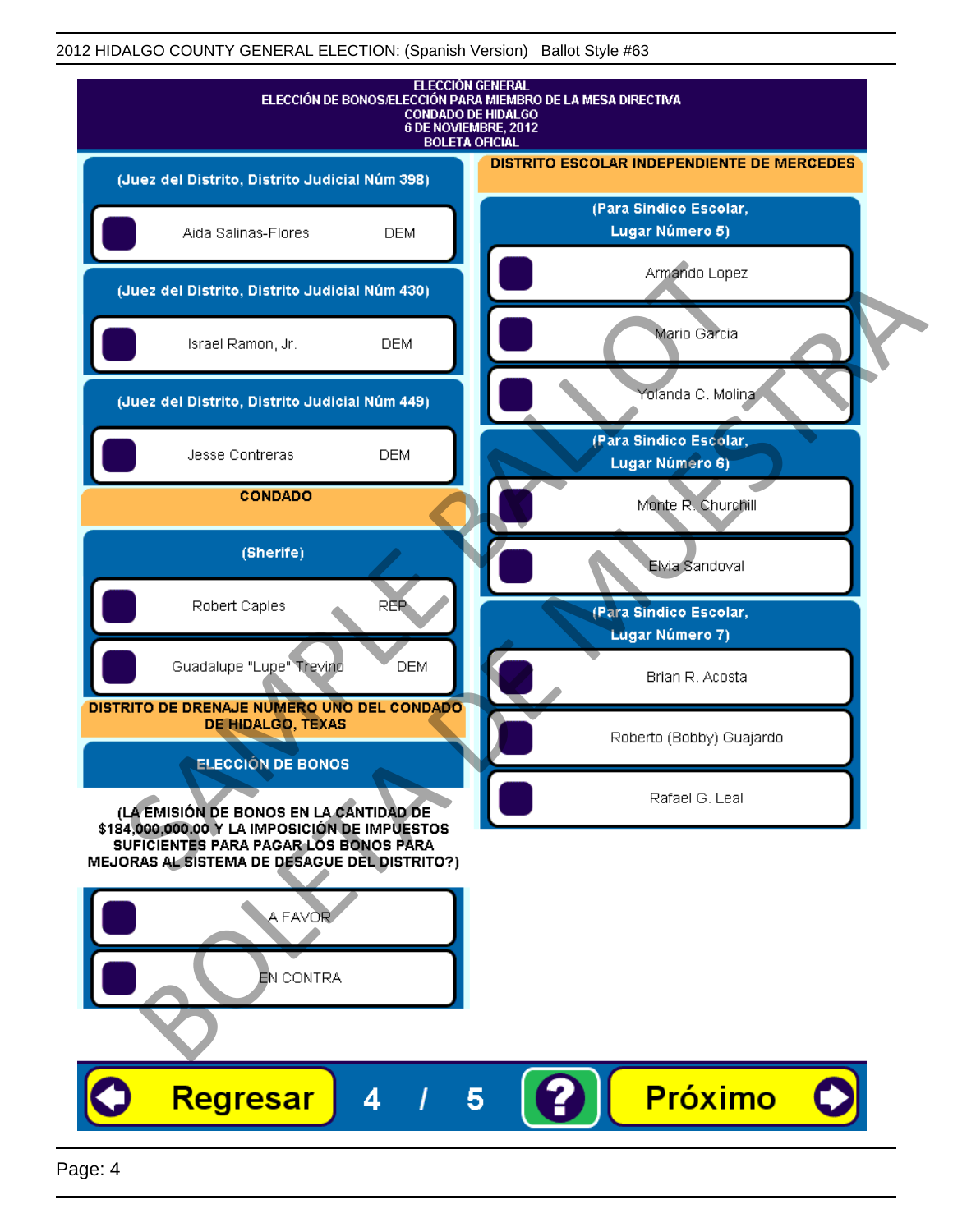2012 HIDALGO COUNTY GENERAL ELECTION: (Spanish Version) Ballot Style #63

# ELECCIÓN GENERAL
## ELECCIÓN DE BONOS/ELECCIÓN PARA MIEMBRO DE LA MESA DIRECTIVA
## CONDADO DE HIDALGO
## 6 DE NOVIEMBRE, 2012
## BOLETA OFICIAL

### (Juez del Distrito, Distrito Judicial Núm 398)

- Aida Salinas-Flores DEM

### (Juez del Distrito, Distrito Judicial Núm 430)

- Israel Ramon, Jr. DEM

### (Juez del Distrito, Distrito Judicial Núm 449)

- Jesse Contreras DEM

## CONDADO

### (Sherife)

- Robert Caples REP
- Guadalupe "Lupe" Trevino DEM

## DISTRITO DE DRENAJE NUMERO UNO DEL CONDADO DE HIDALGO, TEXAS

### ELECCIÓN DE BONOS

**(LA EMISIÓN DE BONOS EN LA CANTIDAD DE $184,000,000.00 Y LA IMPOSICIÓN DE IMPUESTOS SUFICIENTES PARA PAGAR LOS BONOS PARA MEJORAS AL SISTEMA DE DESAGUE DEL DISTRITO?)**

- A FAVOR
- EN CONTRA

## DISTRITO ESCOLAR INDEPENDIENTE DE MERCEDES

### (Para Sindico Escolar, Lugar Número 5)

- Armando Lopez
- Mario Garcia
- Yolanda C. Molina

### (Para Sindico Escolar, Lugar Número 6)

- Monte R. Churchill
- Elvia Sandoval

### (Para Sindico Escolar, Lugar Número 7)

- Brian R. Acosta
- Roberto (Bobby) Guajardo
- Rafael G. Leal

SAMPLE BALLOT / BOLETA DE MUESTRA

Regresar 4 / 5 ? Próximo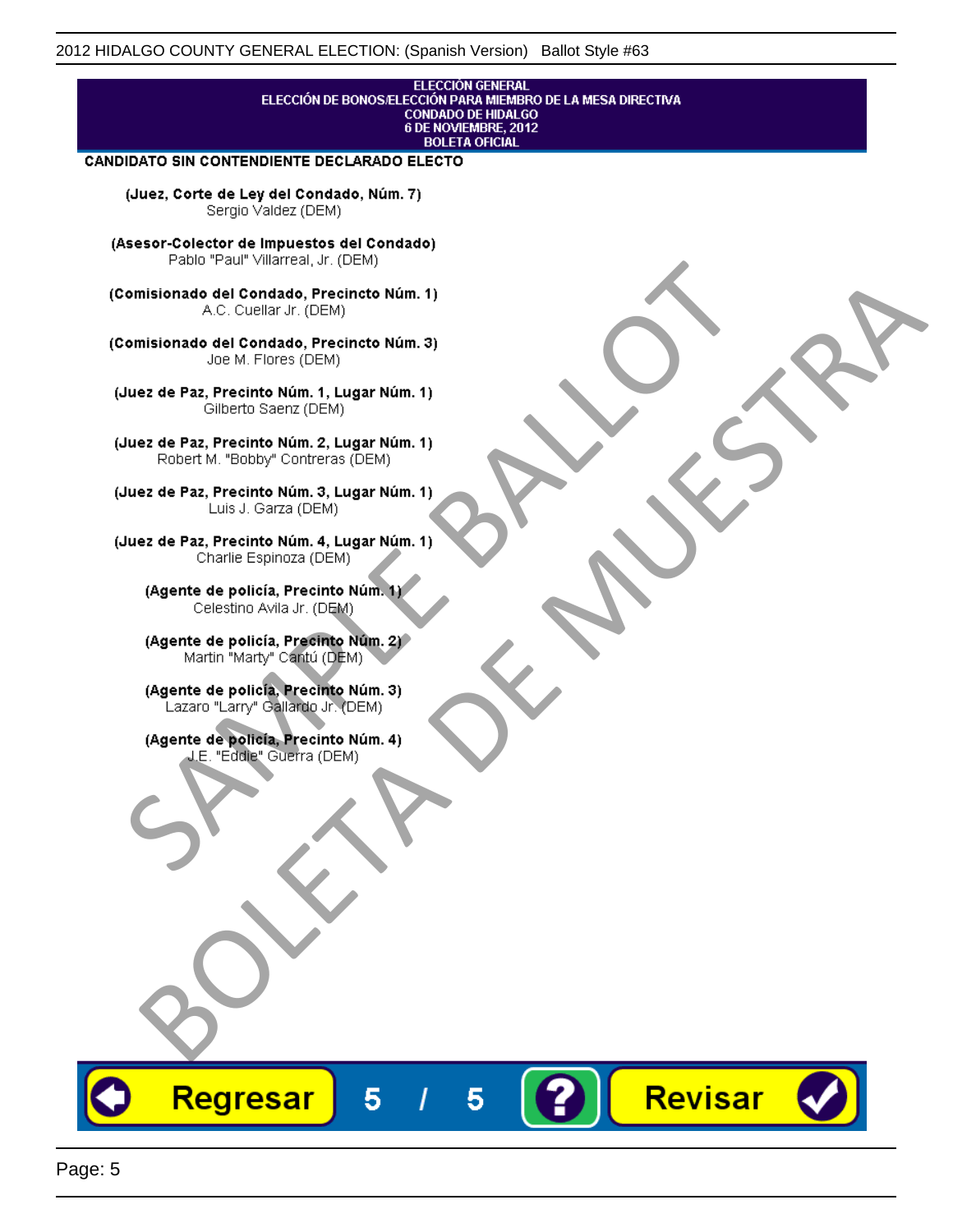ELECCIÓN GENERAL
ELECCIÓN DE BONOS/ELECCIÓN PARA MIEMBRO DE LA MESA DIRECTIVA
CONDADO DE HIDALGO
6 DE NOVIEMBRE, 2012
BOLETA OFICIAL

**CANDIDATO SIN CONTENDIENTE DECLARADO ELECTO**

**(Juez, Corte de Ley del Condado, Núm. 7)**
Sergio Valdez (DEM)

**(Asesor-Colector de Impuestos del Condado)**
Pablo "Paul" Villarreal, Jr. (DEM)

**(Comisionado del Condado, Precincto Núm. 1)**
A.C. Cuellar Jr. (DEM)

**(Comisionado del Condado, Precincto Núm. 3)**
Joe M. Flores (DEM)

**(Juez de Paz, Precinto Núm. 1, Lugar Núm. 1)**
Gilberto Saenz (DEM)

**(Juez de Paz, Precinto Núm. 2, Lugar Núm. 1)**
Robert M. "Bobby" Contreras (DEM)

**(Juez de Paz, Precinto Núm. 3, Lugar Núm. 1)**
Luis J. Garza (DEM)

**(Juez de Paz, Precinto Núm. 4, Lugar Núm. 1)**
Charlie Espinoza (DEM)

**(Agente de policía, Precinto Núm. 1)**
Celestino Avila Jr. (DEM)

**(Agente de policía, Precinto Núm. 2)**
Martin "Marty" Cantú (DEM)

**(Agente de policía, Precinto Núm. 3)**
Lazaro "Larry" Gallardo Jr. (DEM)

**(Agente de policía, Precinto Núm. 4)**
J.E. "Eddie" Guerra (DEM)

SAMPLE BALLOT
BOLETA DE MUESTRA

Regresar 5 / 5 ? Revisar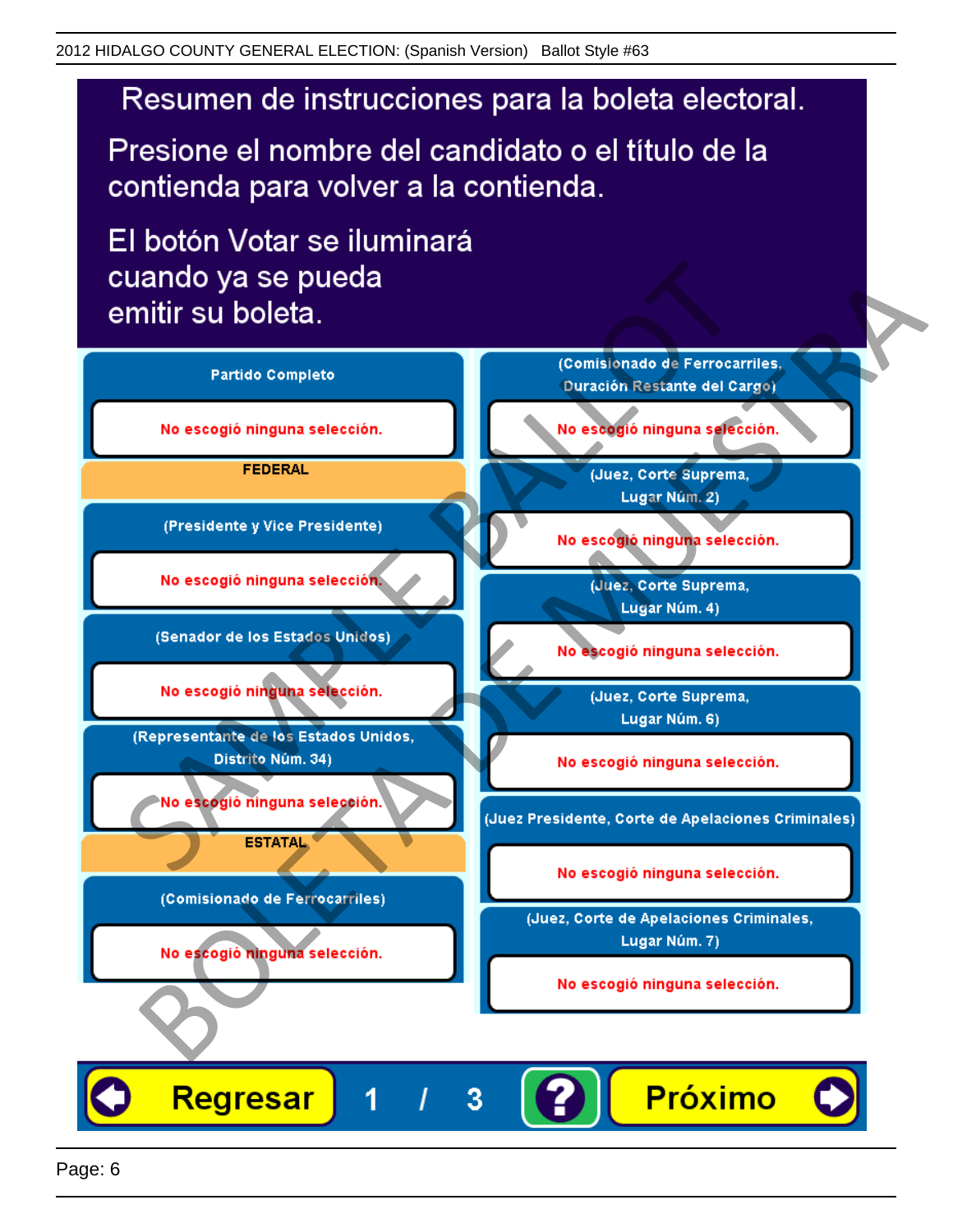# Resumen de instrucciones para la boleta electoral.

Presione el nombre del candidato o el título de la contienda para volver a la contienda.

El botón Votar se iluminará cuando ya se pueda emitir su boleta.

**Partido Completo**

No escogió ninguna selección.

**FEDERAL**

**(Presidente y Vice Presidente)**

No escogió ninguna selección.

**(Senador de los Estados Unidos)**

No escogió ninguna selección.

**(Representante de los Estados Unidos, Distrito Núm. 34)**

No escogió ninguna selección.

**ESTATAL**

**(Comisionado de Ferrocarriles)**

No escogió ninguna selección.

**(Comisionado de Ferrocarriles, Duración Restante del Cargo)**

No escogió ninguna selección.

**(Juez, Corte Suprema, Lugar Núm. 2)**

No escogió ninguna selección.

**(Juez, Corte Suprema, Lugar Núm. 4)**

No escogió ninguna selección.

**(Juez, Corte Suprema, Lugar Núm. 6)**

No escogió ninguna selección.

**(Juez Presidente, Corte de Apelaciones Criminales)**

No escogió ninguna selección.

**(Juez, Corte de Apelaciones Criminales, Lugar Núm. 7)**

No escogió ninguna selección.

Regresar | 1 / 3 | ? | Próximo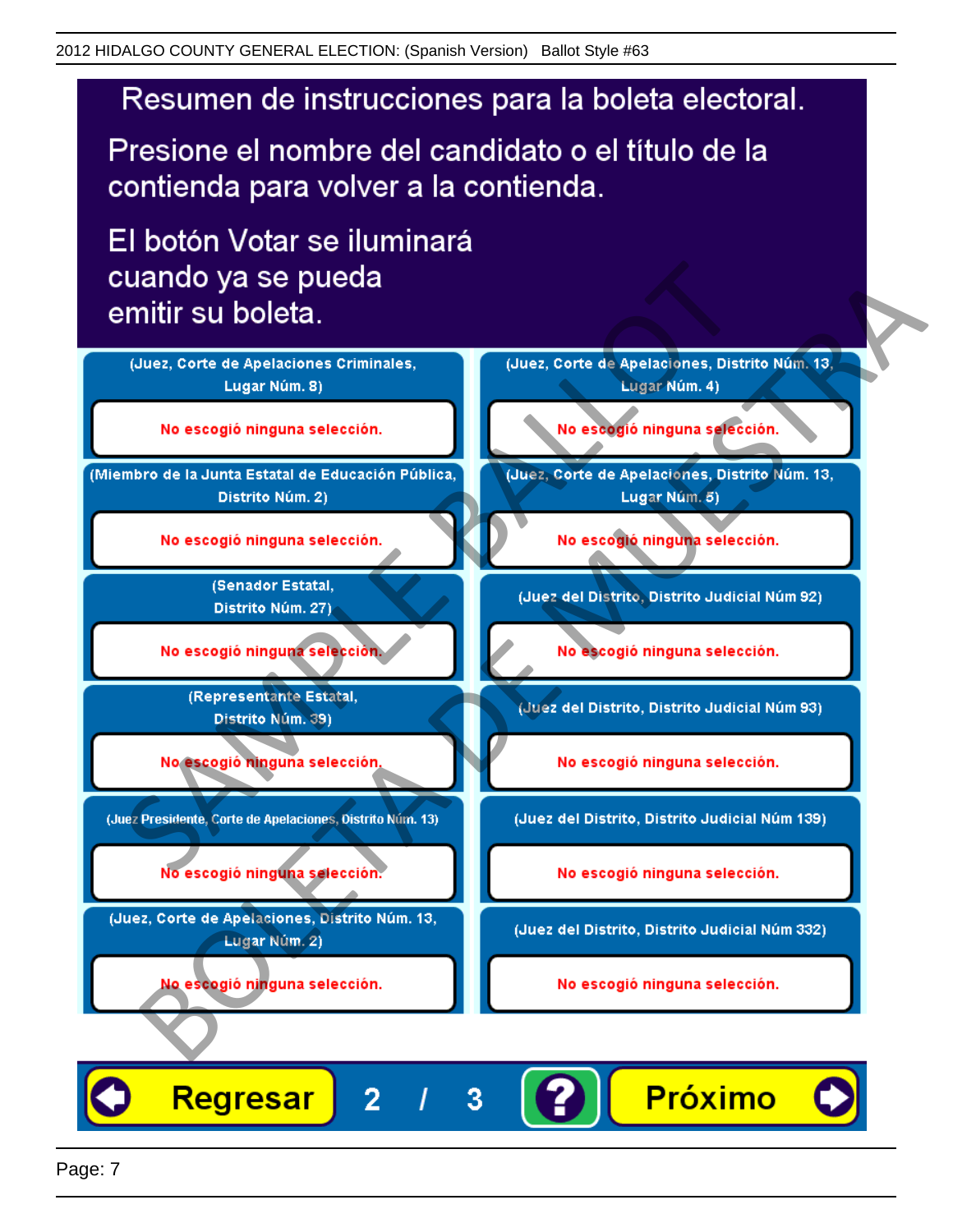# Resumen de instrucciones para la boleta electoral.

Presione el nombre del candidato o el título de la contienda para volver a la contienda.

El botón Votar se iluminará cuando ya se pueda emitir su boleta.

(Juez, Corte de Apelaciones Criminales, Lugar Núm. 8)

No escogió ninguna selección.

(Miembro de la Junta Estatal de Educación Pública, Distrito Núm. 2)

No escogió ninguna selección.

(Senador Estatal, Distrito Núm. 27)

No escogió ninguna selección.

(Representante Estatal, Distrito Núm. 39)

No escogió ninguna selección.

(Juez Presidente, Corte de Apelaciones, Distrito Núm. 13)

No escogió ninguna selección.

(Juez, Corte de Apelaciones, Distrito Núm. 13, Lugar Núm. 2)

No escogió ninguna selección.

(Juez, Corte de Apelaciones, Distrito Núm. 13, Lugar Núm. 4)

No escogió ninguna selección.

(Juez, Corte de Apelaciones, Distrito Núm. 13, Lugar Núm. 5)

No escogió ninguna selección.

(Juez del Distrito, Distrito Judicial Núm 92)

No escogió ninguna selección.

(Juez del Distrito, Distrito Judicial Núm 93)

No escogió ninguna selección.

(Juez del Distrito, Distrito Judicial Núm 139)

No escogió ninguna selección.

(Juez del Distrito, Distrito Judicial Núm 332)

No escogió ninguna selección.

Regresar   2 / 3   ?   Próximo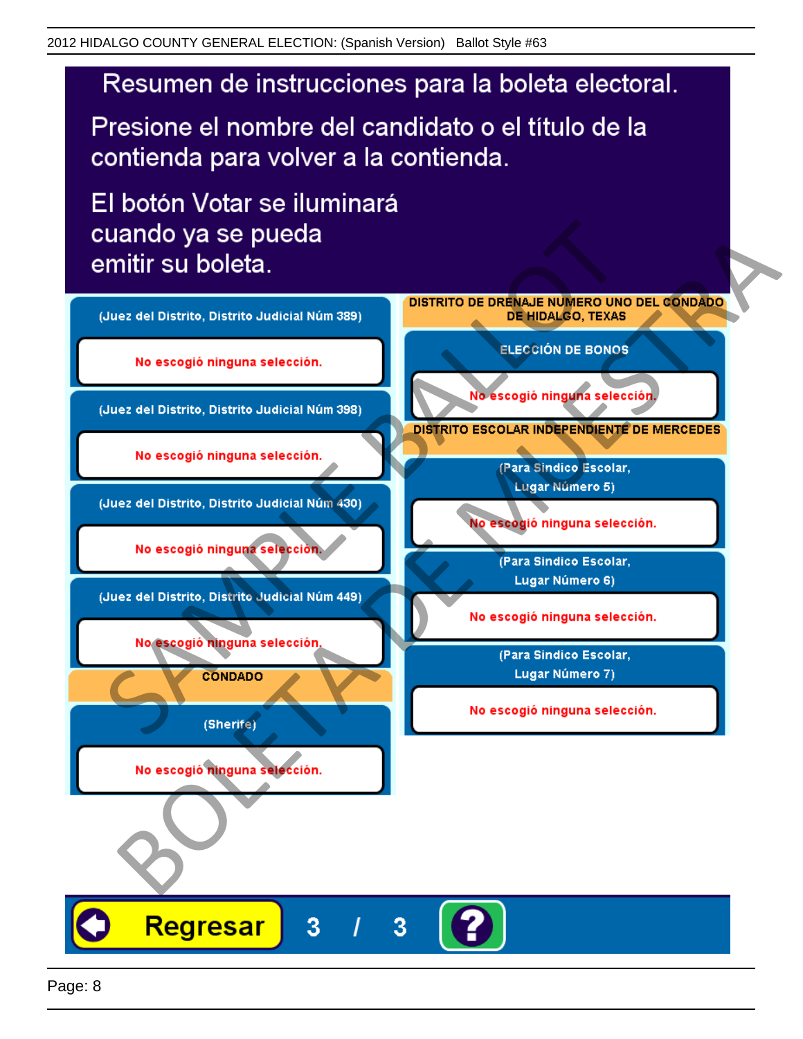2012 HIDALGO COUNTY GENERAL ELECTION: (Spanish Version) Ballot Style #63

# Resumen de instrucciones para la boleta electoral.

Presione el nombre del candidato o el título de la contienda para volver a la contienda.

El botón Votar se iluminará cuando ya se pueda emitir su boleta.

(Juez del Distrito, Distrito Judicial Núm 389)

No escogió ninguna selección.

(Juez del Distrito, Distrito Judicial Núm 398)

No escogió ninguna selección.

(Juez del Distrito, Distrito Judicial Núm 430)

No escogió ninguna selección.

(Juez del Distrito, Distrito Judicial Núm 449)

No escogió ninguna selección.

**CONDADO**

(Sherife)

No escogió ninguna selección.

**DISTRITO DE DRENAJE NUMERO UNO DEL CONDADO DE HIDALGO, TEXAS**

ELECCIÓN DE BONOS

No escogió ninguna selección.

**DISTRITO ESCOLAR INDEPENDIENTE DE MERCEDES**

(Para Sindico Escolar, Lugar Número 5)

No escogió ninguna selección.

(Para Sindico Escolar, Lugar Número 6)

No escogió ninguna selección.

(Para Sindico Escolar, Lugar Número 7)

No escogió ninguna selección.

Regresar 3 / 3 ?

SAMPLE BALLOT
BOLETA DE MUESTRA